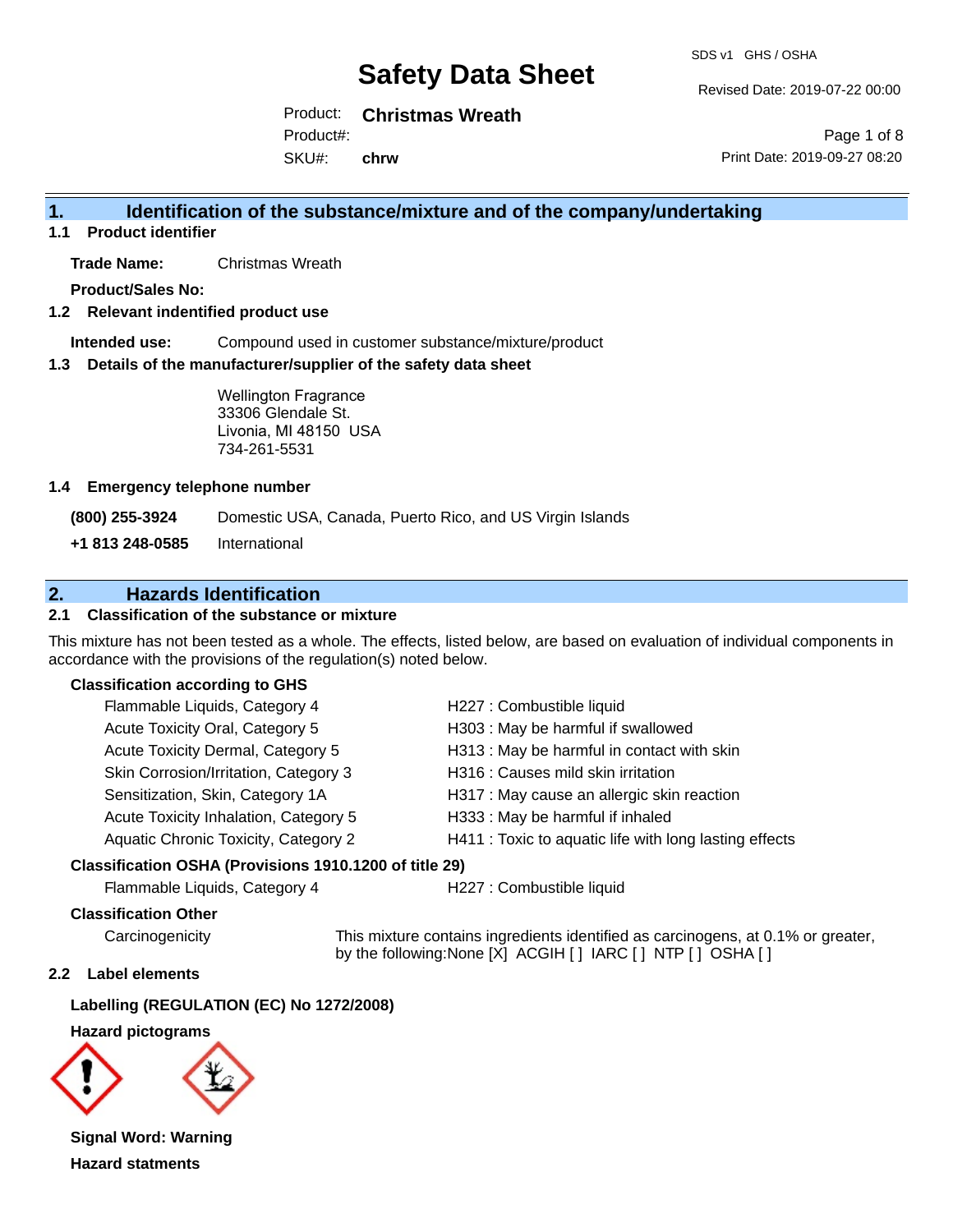# Safety Data Sheet

SDS v1 GHS / OSHA

Revised Date: 2019-07-22 00:00

Product: **Christmas Wreath**

Product#:

SKU#: **chrw**

Print Date: 2019-09-27 08:20

## 1. Identification of the substance/mixture and of the company/undertaking

### 1.1 Product identifier

**Trade Name:** Christmas Wreath

**Product/Sales No:**

### 1.2 Relevant identified product use

**Intended use:** Compound used in customer substance/mixture/product

### 1.3 Details of the manufacturer/supplier of the safety data sheet

Wellington Fragrance
33306 Glendale St.
Livonia, MI 48150 USA
734-261-5531

### 1.4 Emergency telephone number

**(800) 255-3924** Domestic USA, Canada, Puerto Rico, and US Virgin Islands

**+1 813 248-0585** International

## 2. Hazards Identification

### 2.1 Classification of the substance or mixture

This mixture has not been tested as a whole. The effects, listed below, are based on evaluation of individual components in accordance with the provisions of the regulation(s) noted below.

**Classification according to GHS**

| | |
|---|---|
| Flammable Liquids, Category 4 | H227 : Combustible liquid |
| Acute Toxicity Oral, Category 5 | H303 : May be harmful if swallowed |
| Acute Toxicity Dermal, Category 5 | H313 : May be harmful in contact with skin |
| Skin Corrosion/Irritation, Category 3 | H316 : Causes mild skin irritation |
| Sensitization, Skin, Category 1A | H317 : May cause an allergic skin reaction |
| Acute Toxicity Inhalation, Category 5 | H333 : May be harmful if inhaled |
| Aquatic Chronic Toxicity, Category 2 | H411 : Toxic to aquatic life with long lasting effects |

**Classification OSHA (Provisions 1910.1200 of title 29)**

| | |
|---|---|
| Flammable Liquids, Category 4 | H227 : Combustible liquid |

**Classification Other**

Carcinogenicity: This mixture contains ingredients identified as carcinogens, at 0.1% or greater, by the following:None [X] ACGIH [ ] IARC [ ] NTP [ ] OSHA [ ]

### 2.2 Label elements

**Labelling (REGULATION (EC) No 1272/2008)**

**Hazard pictograms**

**Signal Word: Warning**

**Hazard statments**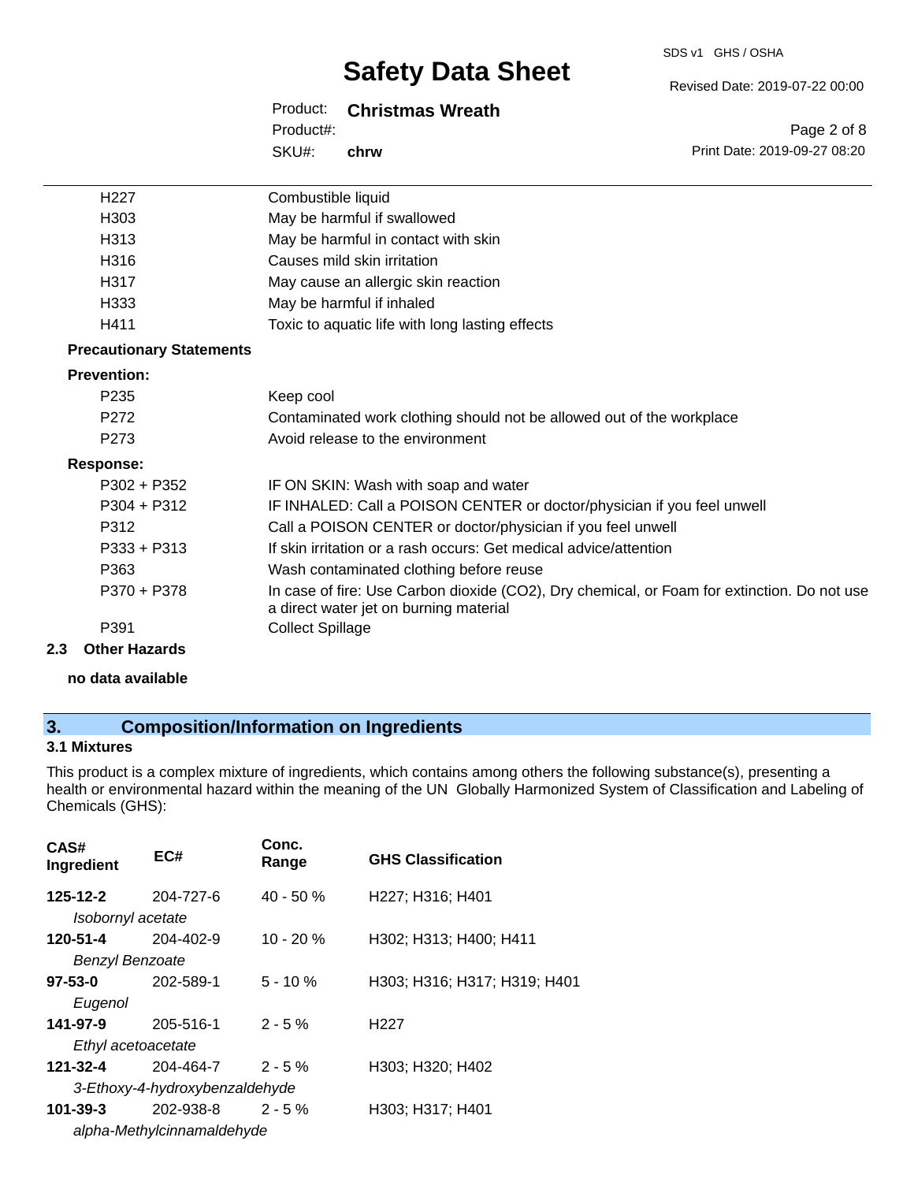| | |
|---|---|
| H227 | Combustible liquid |
| H303 | May be harmful if swallowed |
| H313 | May be harmful in contact with skin |
| H316 | Causes mild skin irritation |
| H317 | May cause an allergic skin reaction |
| H333 | May be harmful if inhaled |
| H411 | Toxic to aquatic life with long lasting effects |

**Precautionary Statements**

**Prevention:**

| | |
|---|---|
| P235 | Keep cool |
| P272 | Contaminated work clothing should not be allowed out of the workplace |
| P273 | Avoid release to the environment |

**Response:**

| | |
|---|---|
| P302 + P352 | IF ON SKIN: Wash with soap and water |
| P304 + P312 | IF INHALED: Call a POISON CENTER or doctor/physician if you feel unwell |
| P312 | Call a POISON CENTER or doctor/physician if you feel unwell |
| P333 + P313 | If skin irritation or a rash occurs: Get medical advice/attention |
| P363 | Wash contaminated clothing before reuse |
| P370 + P378 | In case of fire: Use Carbon dioxide ($CO_2$), Dry chemical, or Foam for extinction. Do not use a direct water jet on burning material |
| P391 | Collect Spillage |

### 2.3 Other Hazards

**no data available**

## 3. Composition/Information on Ingredients

### 3.1 Mixtures

This product is a complex mixture of ingredients, which contains among others the following substance(s), presenting a health or environmental hazard within the meaning of the UN Globally Harmonized System of Classification and Labeling of Chemicals (GHS):

| CAS# Ingredient | EC# | Conc. Range | GHS Classification |
|---|---|---|---|
| **125-12-2** *Isobornyl acetate* | 204-727-6 | 40 - 50 % | H227; H316; H401 |
| **120-51-4** *Benzyl Benzoate* | 204-402-9 | 10 - 20 % | H302; H313; H400; H411 |
| **97-53-0** *Eugenol* | 202-589-1 | 5 - 10 % | H303; H316; H317; H319; H401 |
| **141-97-9** *Ethyl acetoacetate* | 205-516-1 | 2 - 5 % | H227 |
| **121-32-4** *3-Ethoxy-4-hydroxybenzaldehyde* | 204-464-7 | 2 - 5 % | H303; H320; H402 |
| **101-39-3** *alpha-Methylcinnamaldehyde* | 202-938-8 | 2 - 5 % | H303; H317; H401 |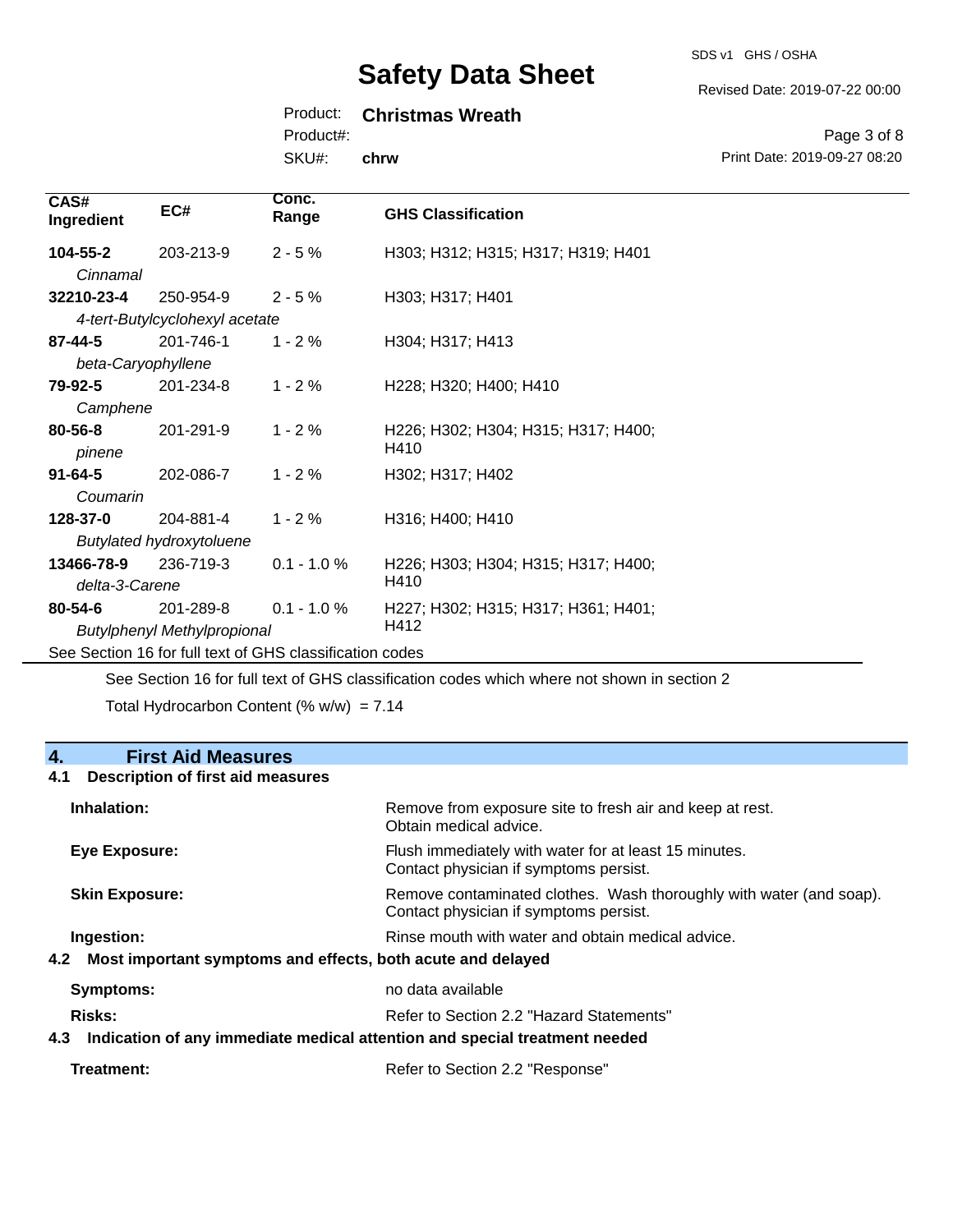| CAS# Ingredient | EC# | Conc. Range | GHS Classification |
|---|---|---|---|
| **104-55-2** *Cinnamal* | 203-213-9 | 2 - 5 % | H303; H312; H315; H317; H319; H401 |
| **32210-23-4** *4-tert-Butylcyclohexyl acetate* | 250-954-9 | 2 - 5 % | H303; H317; H401 |
| **87-44-5** *beta-Caryophyllene* | 201-746-1 | 1 - 2 % | H304; H317; H413 |
| **79-92-5** *Camphene* | 201-234-8 | 1 - 2 % | H228; H320; H400; H410 |
| **80-56-8** *pinene* | 201-291-9 | 1 - 2 % | H226; H302; H304; H315; H317; H400; H410 |
| **91-64-5** *Coumarin* | 202-086-7 | 1 - 2 % | H302; H317; H402 |
| **128-37-0** *Butylated hydroxytoluene* | 204-881-4 | 1 - 2 % | H316; H400; H410 |
| **13466-78-9** *delta-3-Carene* | 236-719-3 | 0.1 - 1.0 % | H226; H303; H304; H315; H317; H400; H410 |
| **80-54-6** *Butylphenyl Methylpropional* | 201-289-8 | 0.1 - 1.0 % | H227; H302; H315; H317; H361; H401; H412 |

See Section 16 for full text of GHS classification codes

See Section 16 for full text of GHS classification codes which where not shown in section 2

Total Hydrocarbon Content (% w/w) = 7.14

## 4. First Aid Measures

### 4.1 Description of first aid measures

**Inhalation:** Remove from exposure site to fresh air and keep at rest. Obtain medical advice.

**Eye Exposure:** Flush immediately with water for at least 15 minutes. Contact physician if symptoms persist.

**Skin Exposure:** Remove contaminated clothes. Wash thoroughly with water (and soap). Contact physician if symptoms persist.

**Ingestion:** Rinse mouth with water and obtain medical advice.

### 4.2 Most important symptoms and effects, both acute and delayed

**Symptoms:** no data available

**Risks:** Refer to Section 2.2 "Hazard Statements"

### 4.3 Indication of any immediate medical attention and special treatment needed

**Treatment:** Refer to Section 2.2 "Response"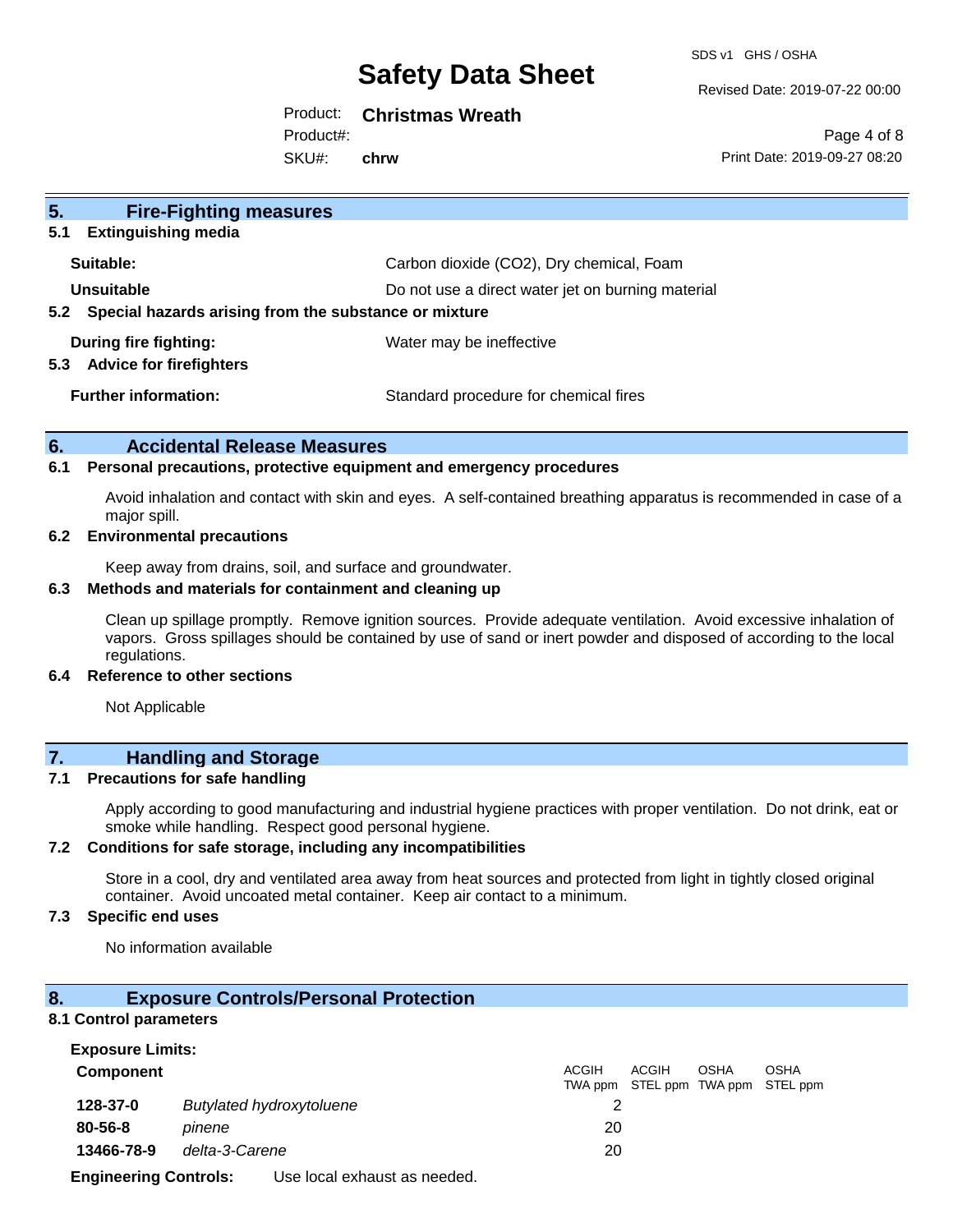## 5. Fire-Fighting measures

### 5.1 Extinguishing media

| | |
|---|---|
| **Suitable:** | Carbon dioxide ($CO_2$), Dry chemical, Foam |
| **Unsuitable** | Do not use a direct water jet on burning material |

### 5.2 Special hazards arising from the substance or mixture

| | |
|---|---|
| **During fire fighting:** | Water may be ineffective |

### 5.3 Advice for firefighters

| | |
|---|---|
| **Further information:** | Standard procedure for chemical fires |

## 6. Accidental Release Measures

### 6.1 Personal precautions, protective equipment and emergency procedures

Avoid inhalation and contact with skin and eyes. A self-contained breathing apparatus is recommended in case of a major spill.

### 6.2 Environmental precautions

Keep away from drains, soil, and surface and groundwater.

### 6.3 Methods and materials for containment and cleaning up

Clean up spillage promptly. Remove ignition sources. Provide adequate ventilation. Avoid excessive inhalation of vapors. Gross spillages should be contained by use of sand or inert powder and disposed of according to the local regulations.

### 6.4 Reference to other sections

Not Applicable

## 7. Handling and Storage

### 7.1 Precautions for safe handling

Apply according to good manufacturing and industrial hygiene practices with proper ventilation. Do not drink, eat or smoke while handling. Respect good personal hygiene.

### 7.2 Conditions for safe storage, including any incompatibilities

Store in a cool, dry and ventilated area away from heat sources and protected from light in tightly closed original container. Avoid uncoated metal container. Keep air contact to a minimum.

### 7.3 Specific end uses

No information available

## 8. Exposure Controls/Personal Protection

### 8.1 Control parameters

**Exposure Limits:**

| **Component** | | ACGIH TWA ppm | ACGIH STEL ppm | OSHA TWA ppm | OSHA STEL ppm |
|---|---|---|---|---|---|
| **128-37-0** | *Butylated hydroxytoluene* | 2 | | | |
| **80-56-8** | *pinene* | 20 | | | |
| **13466-78-9** | *delta-3-Carene* | 20 | | | |

**Engineering Controls:** Use local exhaust as needed.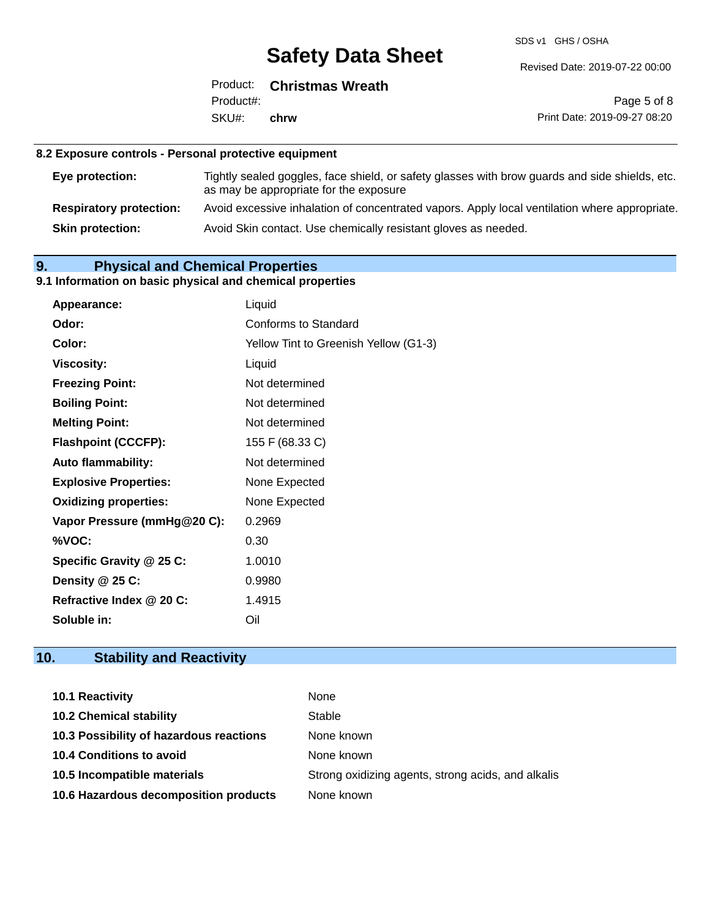### 8.2 Exposure controls - Personal protective equipment

| | |
|---|---|
| **Eye protection:** | Tightly sealed goggles, face shield, or safety glasses with brow guards and side shields, etc. as may be appropriate for the exposure |
| **Respiratory protection:** | Avoid excessive inhalation of concentrated vapors. Apply local ventilation where appropriate. |
| **Skin protection:** | Avoid Skin contact. Use chemically resistant gloves as needed. |

## 9. Physical and Chemical Properties

### 9.1 Information on basic physical and chemical properties

| | |
|---|---|
| **Appearance:** | Liquid |
| **Odor:** | Conforms to Standard |
| **Color:** | Yellow Tint to Greenish Yellow (G1-3) |
| **Viscosity:** | Liquid |
| **Freezing Point:** | Not determined |
| **Boiling Point:** | Not determined |
| **Melting Point:** | Not determined |
| **Flashpoint (CCCFP):** | 155 F (68.33 C) |
| **Auto flammability:** | Not determined |
| **Explosive Properties:** | None Expected |
| **Oxidizing properties:** | None Expected |
| **Vapor Pressure (mmHg@20 C):** | 0.2969 |
| **%VOC:** | 0.30 |
| **Specific Gravity @ 25 C:** | 1.0010 |
| **Density @ 25 C:** | 0.9980 |
| **Refractive Index @ 20 C:** | 1.4915 |
| **Soluble in:** | Oil |

## 10. Stability and Reactivity

| | |
|---|---|
| **10.1 Reactivity** | None |
| **10.2 Chemical stability** | Stable |
| **10.3 Possibility of hazardous reactions** | None known |
| **10.4 Conditions to avoid** | None known |
| **10.5 Incompatible materials** | Strong oxidizing agents, strong acids, and alkalis |
| **10.6 Hazardous decomposition products** | None known |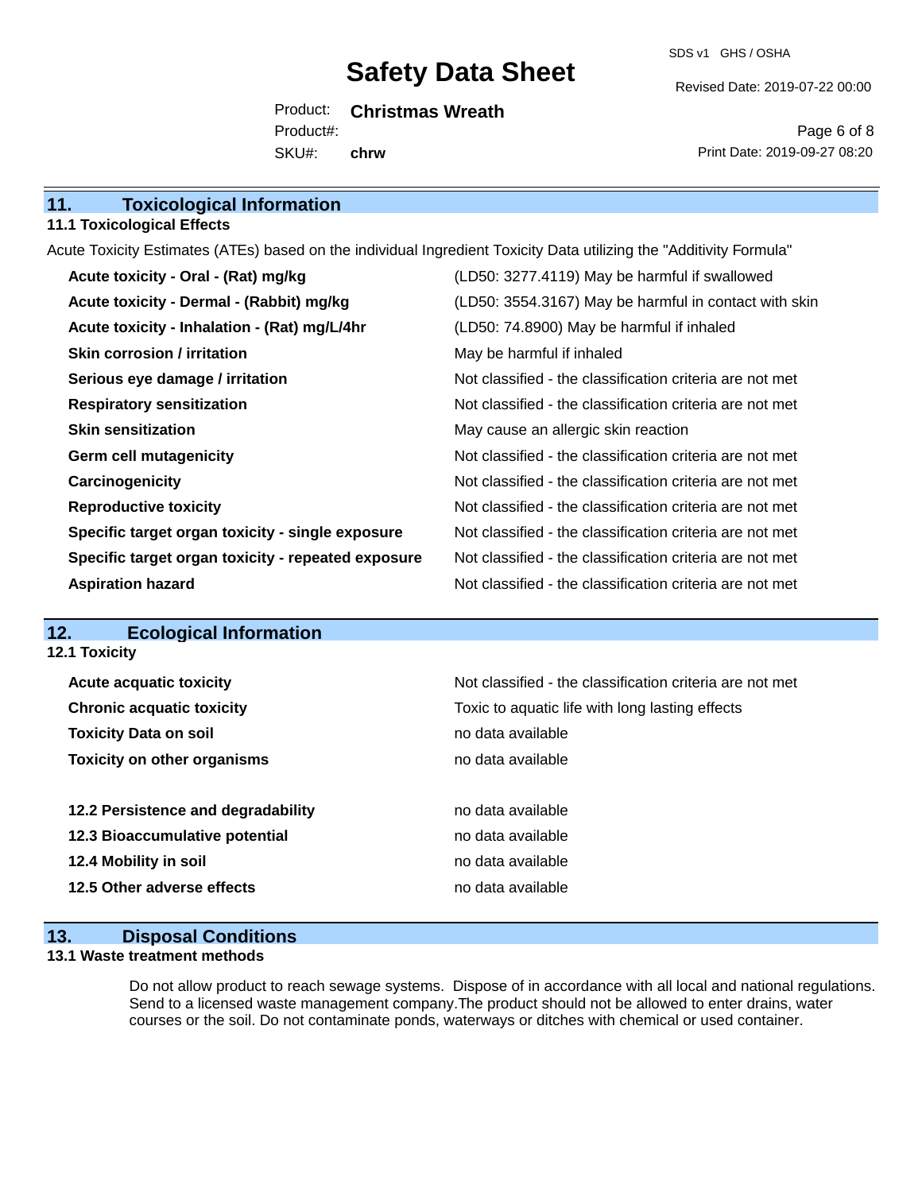## 11. Toxicological Information

### 11.1 Toxicological Effects

Acute Toxicity Estimates (ATEs) based on the individual Ingredient Toxicity Data utilizing the "Additivity Formula"

| | |
|---|---|
| **Acute toxicity - Oral - (Rat) mg/kg** | (LD50: 3277.4119) May be harmful if swallowed |
| **Acute toxicity - Dermal - (Rabbit) mg/kg** | (LD50: 3554.3167) May be harmful in contact with skin |
| **Acute toxicity - Inhalation - (Rat) mg/L/4hr** | (LD50: 74.8900) May be harmful if inhaled |
| **Skin corrosion / irritation** | May be harmful if inhaled |
| **Serious eye damage / irritation** | Not classified - the classification criteria are not met |
| **Respiratory sensitization** | Not classified - the classification criteria are not met |
| **Skin sensitization** | May cause an allergic skin reaction |
| **Germ cell mutagenicity** | Not classified - the classification criteria are not met |
| **Carcinogenicity** | Not classified - the classification criteria are not met |
| **Reproductive toxicity** | Not classified - the classification criteria are not met |
| **Specific target organ toxicity - single exposure** | Not classified - the classification criteria are not met |
| **Specific target organ toxicity - repeated exposure** | Not classified - the classification criteria are not met |
| **Aspiration hazard** | Not classified - the classification criteria are not met |

## 12. Ecological Information

### 12.1 Toxicity

| | |
|---|---|
| **Acute acquatic toxicity** | Not classified - the classification criteria are not met |
| **Chronic acquatic toxicity** | Toxic to aquatic life with long lasting effects |
| **Toxicity Data on soil** | no data available |
| **Toxicity on other organisms** | no data available |

| | |
|---|---|
| **12.2 Persistence and degradability** | no data available |
| **12.3 Bioaccumulative potential** | no data available |
| **12.4 Mobility in soil** | no data available |
| **12.5 Other adverse effects** | no data available |

## 13. Disposal Conditions

### 13.1 Waste treatment methods

Do not allow product to reach sewage systems. Dispose of in accordance with all local and national regulations. Send to a licensed waste management company.The product should not be allowed to enter drains, water courses or the soil. Do not contaminate ponds, waterways or ditches with chemical or used container.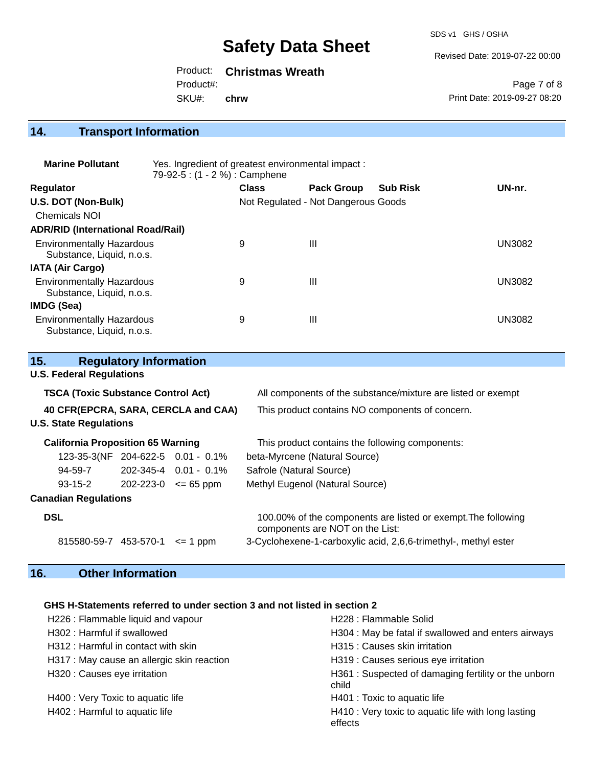## 14. Transport Information

**Marine Pollutant** Yes. Ingredient of greatest environmental impact : 79-92-5 : (1 - 2 %) : Camphene

| Regulator | Class | Pack Group | Sub Risk | UN-nr. |
|---|---|---|---|---|
| **U.S. DOT (Non-Bulk)** | Not Regulated - Not Dangerous Goods | | | |
| Chemicals NOI | | | | |
| **ADR/RID (International Road/Rail)** | | | | |
| Environmentally Hazardous Substance, Liquid, n.o.s. | 9 | III | | UN3082 |
| **IATA (Air Cargo)** | | | | |
| Environmentally Hazardous Substance, Liquid, n.o.s. | 9 | III | | UN3082 |
| **IMDG (Sea)** | | | | |
| Environmentally Hazardous Substance, Liquid, n.o.s. | 9 | III | | UN3082 |

## 15. Regulatory Information

**U.S. Federal Regulations**

**TSCA (Toxic Substance Control Act)** All components of the substance/mixture are listed or exempt

**40 CFR(EPCRA, SARA, CERCLA and CAA)** This product contains NO components of concern.

**U.S. State Regulations**

**California Proposition 65 Warning** This product contains the following components:

| | | | |
|---|---|---|---|
| 123-35-3(NF | 204-622-5 | 0.01 - 0.1% | beta-Myrcene (Natural Source) |
| 94-59-7 | 202-345-4 | 0.01 - 0.1% | Safrole (Natural Source) |
| 93-15-2 | 202-223-0 | <= 65 ppm | Methyl Eugenol (Natural Source) |

**Canadian Regulations**

**DSL** 100.00% of the components are listed or exempt.The following components are NOT on the List:

| | | | |
|---|---|---|---|
| 815580-59-7 | 453-570-1 | <= 1 ppm | 3-Cyclohexene-1-carboxylic acid, 2,6,6-trimethyl-, methyl ester |

## 16. Other Information

**GHS H-Statements referred to under section 3 and not listed in section 2**

- H226 : Flammable liquid and vapour
- H228 : Flammable Solid
- H302 : Harmful if swallowed
- H304 : May be fatal if swallowed and enters airways
- H312 : Harmful in contact with skin
- H315 : Causes skin irritation
- H317 : May cause an allergic skin reaction
- H319 : Causes serious eye irritation
- H320 : Causes eye irritation
- H361 : Suspected of damaging fertility or the unborn child
- H400 : Very Toxic to aquatic life
- H401 : Toxic to aquatic life
- H402 : Harmful to aquatic life
- H410 : Very toxic to aquatic life with long lasting effects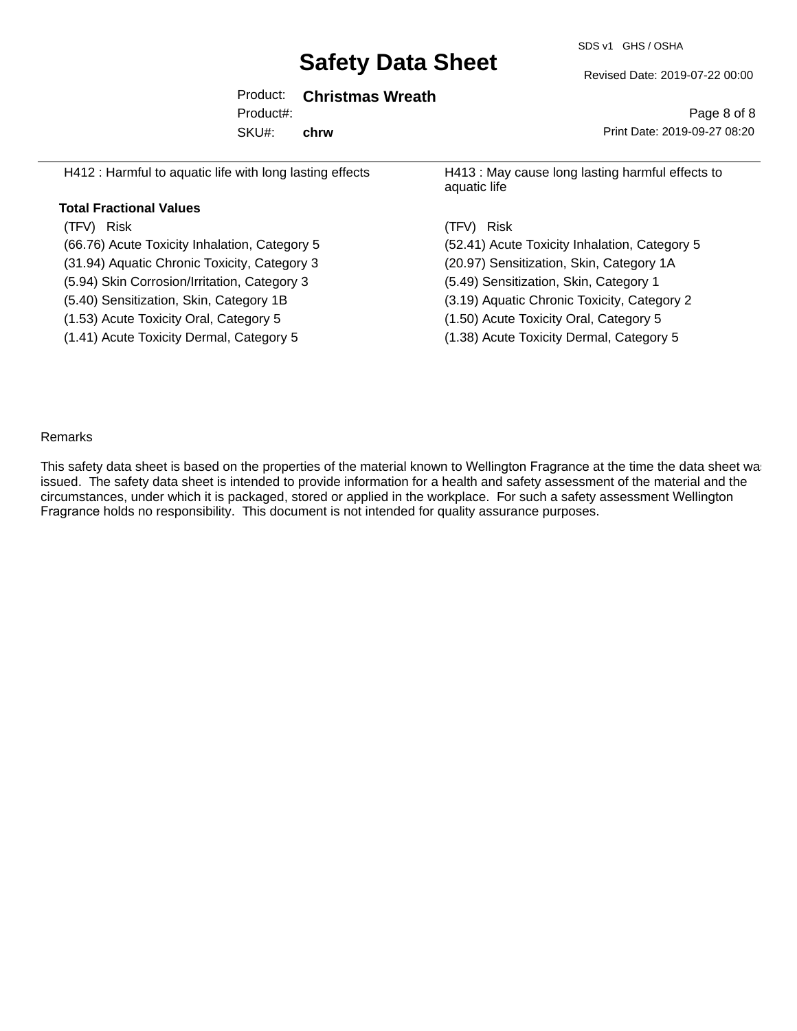H412 : Harmful to aquatic life with long lasting effects

H413 : May cause long lasting harmful effects to aquatic life

**Total Fractional Values**

| (TFV) | Risk | (TFV) | Risk |
|---|---|---|---|
| (66.76) | Acute Toxicity Inhalation, Category 5 | (52.41) | Acute Toxicity Inhalation, Category 5 |
| (31.94) | Aquatic Chronic Toxicity, Category 3 | (20.97) | Sensitization, Skin, Category 1A |
| (5.94) | Skin Corrosion/Irritation, Category 3 | (5.49) | Sensitization, Skin, Category 1 |
| (5.40) | Sensitization, Skin, Category 1B | (3.19) | Aquatic Chronic Toxicity, Category 2 |
| (1.53) | Acute Toxicity Oral, Category 5 | (1.50) | Acute Toxicity Oral, Category 5 |
| (1.41) | Acute Toxicity Dermal, Category 5 | (1.38) | Acute Toxicity Dermal, Category 5 |

Remarks

This safety data sheet is based on the properties of the material known to Wellington Fragrance at the time the data sheet was issued. The safety data sheet is intended to provide information for a health and safety assessment of the material and the circumstances, under which it is packaged, stored or applied in the workplace. For such a safety assessment Wellington Fragrance holds no responsibility. This document is not intended for quality assurance purposes.